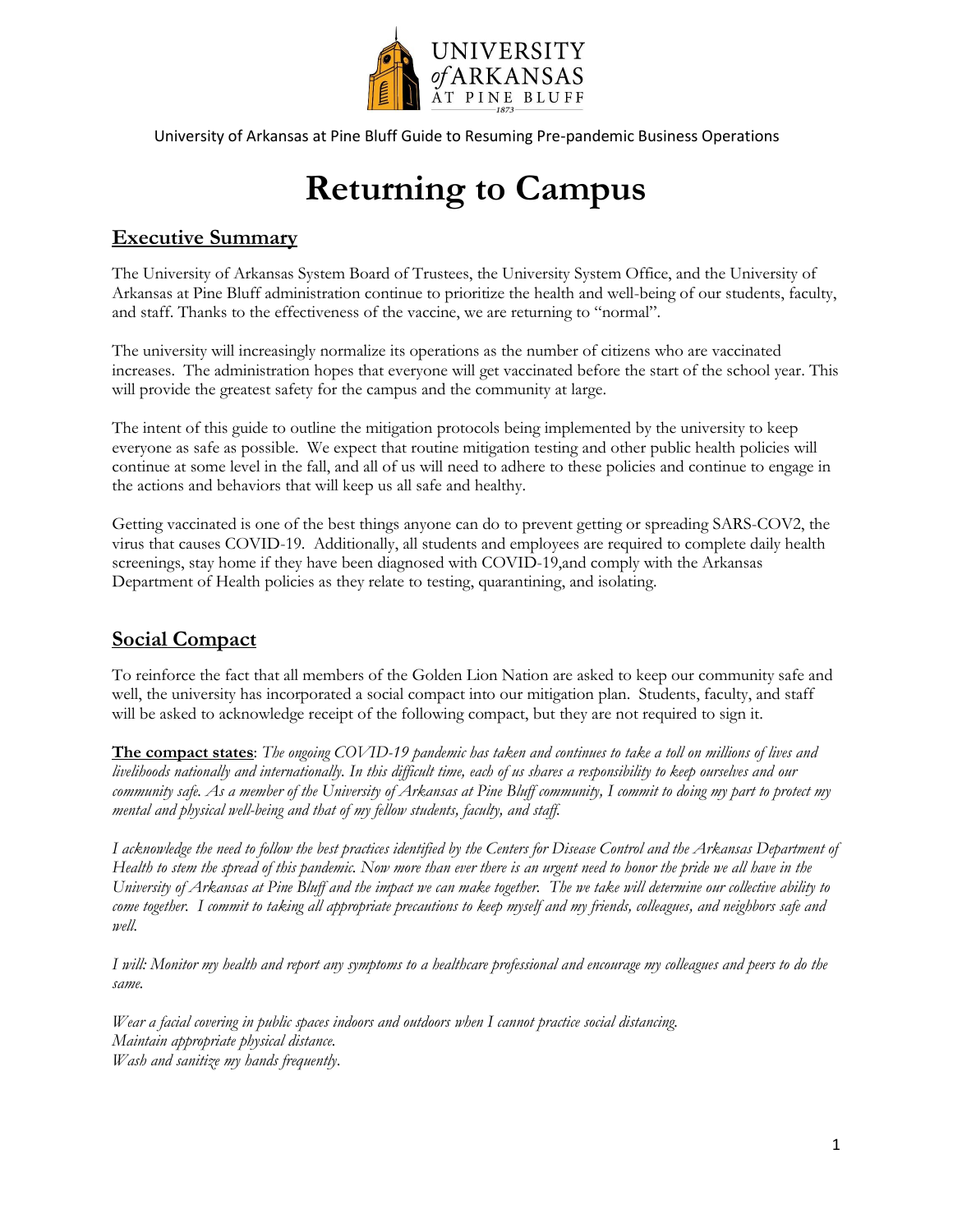University of Arkansas at Pine Bluff Guide to Resuming Pre-pandemic Business Operations

# Returning to Campus

## Executive Summary

The University of Arkansas System Board of Trustees, the University System Office, and the University of Arkansas at Pine Bluff administration continue to prioritize the health and well-being of our students, faculty, and staff. Thanks to the effectiveness of the vaccine, we are returning to "normal".

The university will increasingly normalize its operations as the number of citizens who are vaccinated increases. The administration hopes that everyone will get vaccinated before the start of the school year. This will provide the greatest safety for the campus and the community at large.

The intent of this guide to outline the mitigation protocols being implemented by the university to keep everyone as safe as possible. We expect that routine mitigation testing and other public health policies will continue at some level in the fall, and all of us will need to adhere to these policies and continue to engage in the actions and behaviors that will keep us all safe and healthy.

Getting vaccinated is one of the best things anyone can do to prevent getting or spreading SARS-COV2, the virus that causes COVID-19. Additionally, all students and employees are required to complete daily health screenings, stay home if they have been diagnosed with COVID-19,and comply with the Arkansas Department of Health policies as they relate to testing, quarantining, and isolating.

## Social Compact

To reinforce the fact that all members of the Golden Lion Nation are asked to keep our community safe and well, the university has incorporated a social compact into our mitigation plan. Students, faculty, and staff will be asked to acknowledge receipt of the following compact, but they are not required to sign it.

**The compact states**: *The ongoing COVID-19 pandemic has taken and continues to take a toll on millions of lives and livelihoods nationally and internationally. In this difficult time, each of us shares a responsibility to keep ourselves and our community safe. As a member of the University of Arkansas at Pine Bluff community, I commit to doing my part to protect my mental and physical well-being and that of my fellow students, faculty, and staff.*

*I acknowledge the need to follow the best practices identified by the Centers for Disease Control and the Arkansas Department of Health to stem the spread of this pandemic. Now more than ever there is an urgent need to honor the pride we all have in the University of Arkansas at Pine Bluff and the impact we can make together. The we take will determine our collective ability to come together. I commit to taking all appropriate precautions to keep myself and my friends, colleagues, and neighbors safe and well.*

*I will: Monitor my health and report any symptoms to a healthcare professional and encourage my colleagues and peers to do the same.*

*Wear a facial covering in public spaces indoors and outdoors when I cannot practice social distancing.*
*Maintain appropriate physical distance.*
*Wash and sanitize my hands frequently.*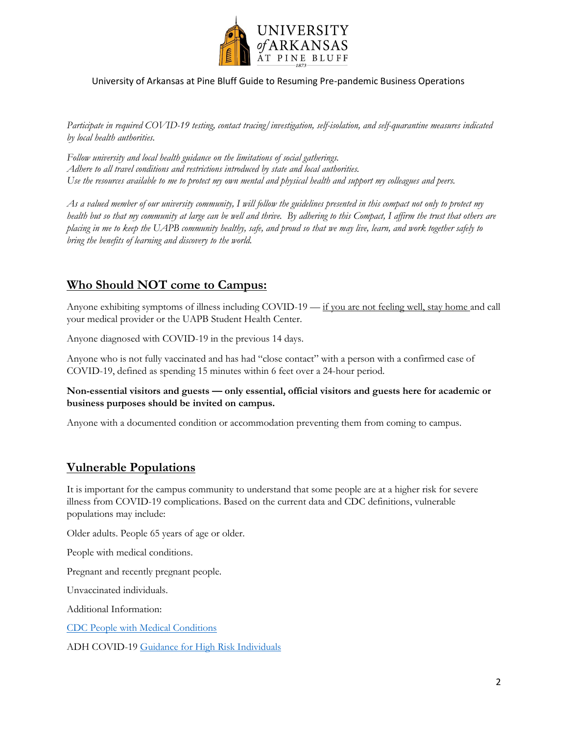*Participate in required COVID-19 testing, contact tracing/investigation, self-isolation, and self-quarantine measures indicated by local health authorities.*

*Follow university and local health guidance on the limitations of social gatherings.*
*Adhere to all travel conditions and restrictions introduced by state and local authorities.*
*Use the resources available to me to protect my own mental and physical health and support my colleagues and peers.*

*As a valued member of our university community, I will follow the guidelines presented in this compact not only to protect my health but so that my community at large can be well and thrive. By adhering to this Compact, I affirm the trust that others are placing in me to keep the UAPB community healthy, safe, and proud so that we may live, learn, and work together safely to bring the benefits of learning and discovery to the world.*

## Who Should NOT come to Campus:

Anyone exhibiting symptoms of illness including COVID-19 — if you are not feeling well, stay home and call your medical provider or the UAPB Student Health Center.

Anyone diagnosed with COVID-19 in the previous 14 days.

Anyone who is not fully vaccinated and has had "close contact" with a person with a confirmed case of COVID-19, defined as spending 15 minutes within 6 feet over a 24-hour period.

**Non-essential visitors and guests — only essential, official visitors and guests here for academic or business purposes should be invited on campus.**

Anyone with a documented condition or accommodation preventing them from coming to campus.

## Vulnerable Populations

It is important for the campus community to understand that some people are at a higher risk for severe illness from COVID-19 complications. Based on the current data and CDC definitions, vulnerable populations may include:

Older adults. People 65 years of age or older.

People with medical conditions.

Pregnant and recently pregnant people.

Unvaccinated individuals.

Additional Information:

[CDC People with Medical Conditions]

ADH COVID-19 [Guidance for High Risk Individuals]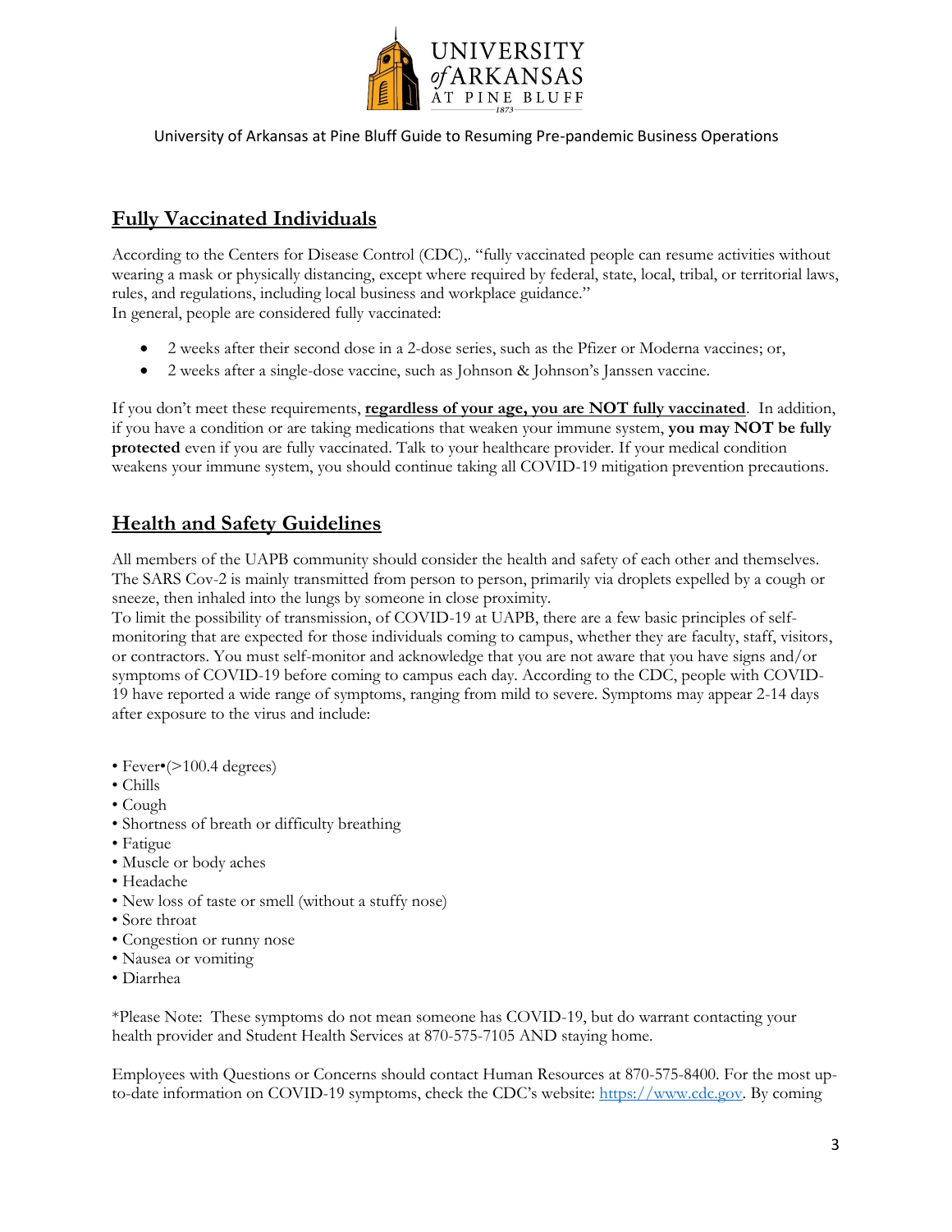## Fully Vaccinated Individuals

According to the Centers for Disease Control (CDC),. "fully vaccinated people can resume activities without wearing a mask or physically distancing, except where required by federal, state, local, tribal, or territorial laws, rules, and regulations, including local business and workplace guidance."
In general, people are considered fully vaccinated:

- 2 weeks after their second dose in a 2-dose series, such as the Pfizer or Moderna vaccines; or,
- 2 weeks after a single-dose vaccine, such as Johnson & Johnson's Janssen vaccine.

If you don't meet these requirements, **regardless of your age, you are NOT fully vaccinated**. In addition, if you have a condition or are taking medications that weaken your immune system, **you may NOT be fully protected** even if you are fully vaccinated. Talk to your healthcare provider. If your medical condition weakens your immune system, you should continue taking all COVID-19 mitigation prevention precautions.

## Health and Safety Guidelines

All members of the UAPB community should consider the health and safety of each other and themselves. The SARS Cov-2 is mainly transmitted from person to person, primarily via droplets expelled by a cough or sneeze, then inhaled into the lungs by someone in close proximity.
To limit the possibility of transmission, of COVID-19 at UAPB, there are a few basic principles of self-monitoring that are expected for those individuals coming to campus, whether they are faculty, staff, visitors, or contractors. You must self-monitor and acknowledge that you are not aware that you have signs and/or symptoms of COVID-19 before coming to campus each day. According to the CDC, people with COVID-19 have reported a wide range of symptoms, ranging from mild to severe. Symptoms may appear 2-14 days after exposure to the virus and include:

- Fever•(>100.4 degrees)
- Chills
- Cough
- Shortness of breath or difficulty breathing
- Fatigue
- Muscle or body aches
- Headache
- New loss of taste or smell (without a stuffy nose)
- Sore throat
- Congestion or runny nose
- Nausea or vomiting
- Diarrhea

*Please Note: These symptoms do not mean someone has COVID-19, but do warrant contacting your health provider and Student Health Services at 870-575-7105 AND staying home.

Employees with Questions or Concerns should contact Human Resources at 870-575-8400. For the most up-to-date information on COVID-19 symptoms, check the CDC's website: https://www.cdc.gov. By coming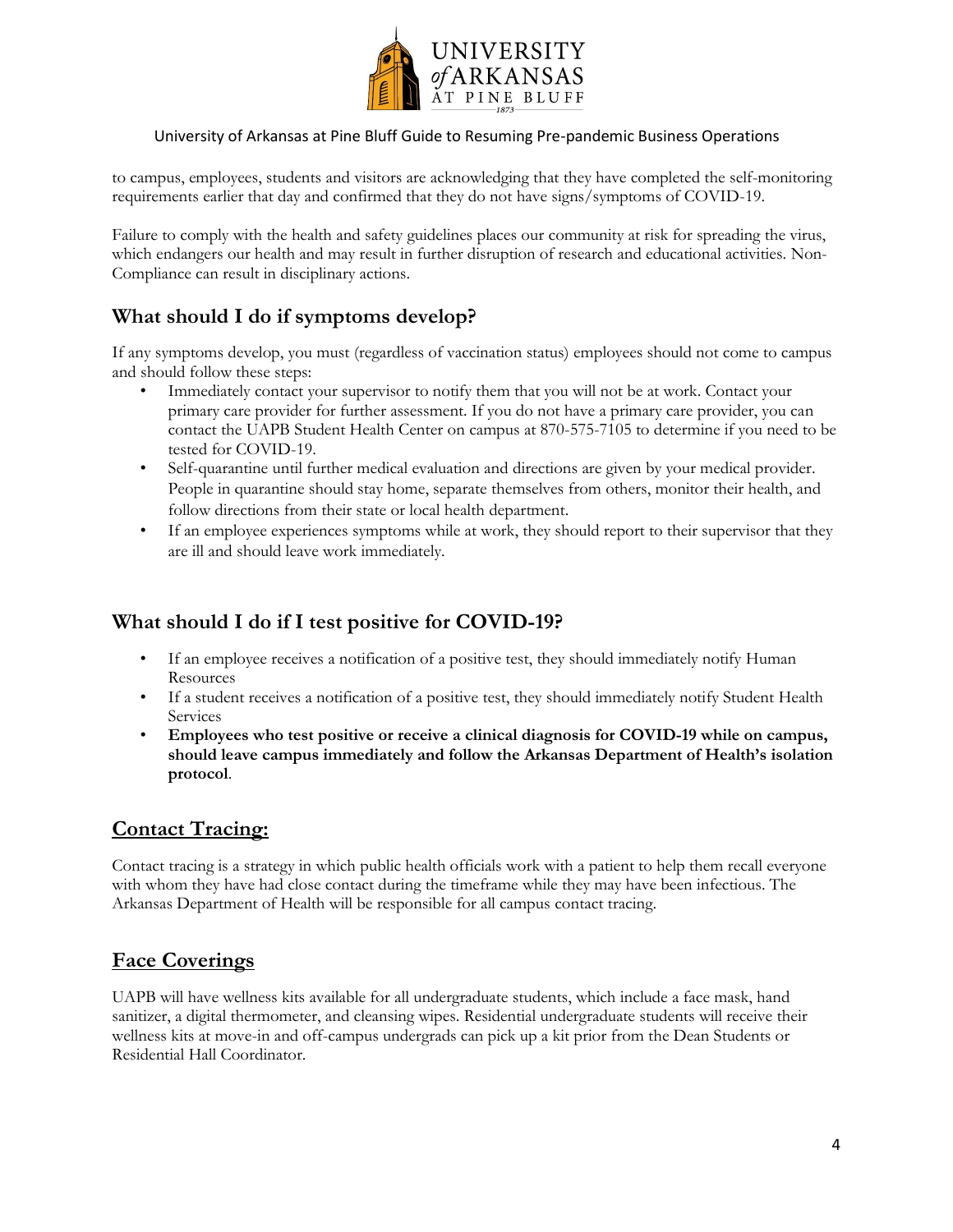to campus, employees, students and visitors are acknowledging that they have completed the self-monitoring requirements earlier that day and confirmed that they do not have signs/symptoms of COVID-19.

Failure to comply with the health and safety guidelines places our community at risk for spreading the virus, which endangers our health and may result in further disruption of research and educational activities. Non-Compliance can result in disciplinary actions.

## What should I do if symptoms develop?

If any symptoms develop, you must (regardless of vaccination status) employees should not come to campus and should follow these steps:

- Immediately contact your supervisor to notify them that you will not be at work. Contact your primary care provider for further assessment. If you do not have a primary care provider, you can contact the UAPB Student Health Center on campus at 870-575-7105 to determine if you need to be tested for COVID-19.
- Self-quarantine until further medical evaluation and directions are given by your medical provider. People in quarantine should stay home, separate themselves from others, monitor their health, and follow directions from their state or local health department.
- If an employee experiences symptoms while at work, they should report to their supervisor that they are ill and should leave work immediately.

## What should I do if I test positive for COVID-19?

- If an employee receives a notification of a positive test, they should immediately notify Human Resources
- If a student receives a notification of a positive test, they should immediately notify Student Health Services
- **Employees who test positive or receive a clinical diagnosis for COVID-19 while on campus, should leave campus immediately and follow the Arkansas Department of Health's isolation protocol**.

## Contact Tracing:

Contact tracing is a strategy in which public health officials work with a patient to help them recall everyone with whom they have had close contact during the timeframe while they may have been infectious. The Arkansas Department of Health will be responsible for all campus contact tracing.

## Face Coverings

UAPB will have wellness kits available for all undergraduate students, which include a face mask, hand sanitizer, a digital thermometer, and cleansing wipes. Residential undergraduate students will receive their wellness kits at move-in and off-campus undergrads can pick up a kit prior from the Dean Students or Residential Hall Coordinator.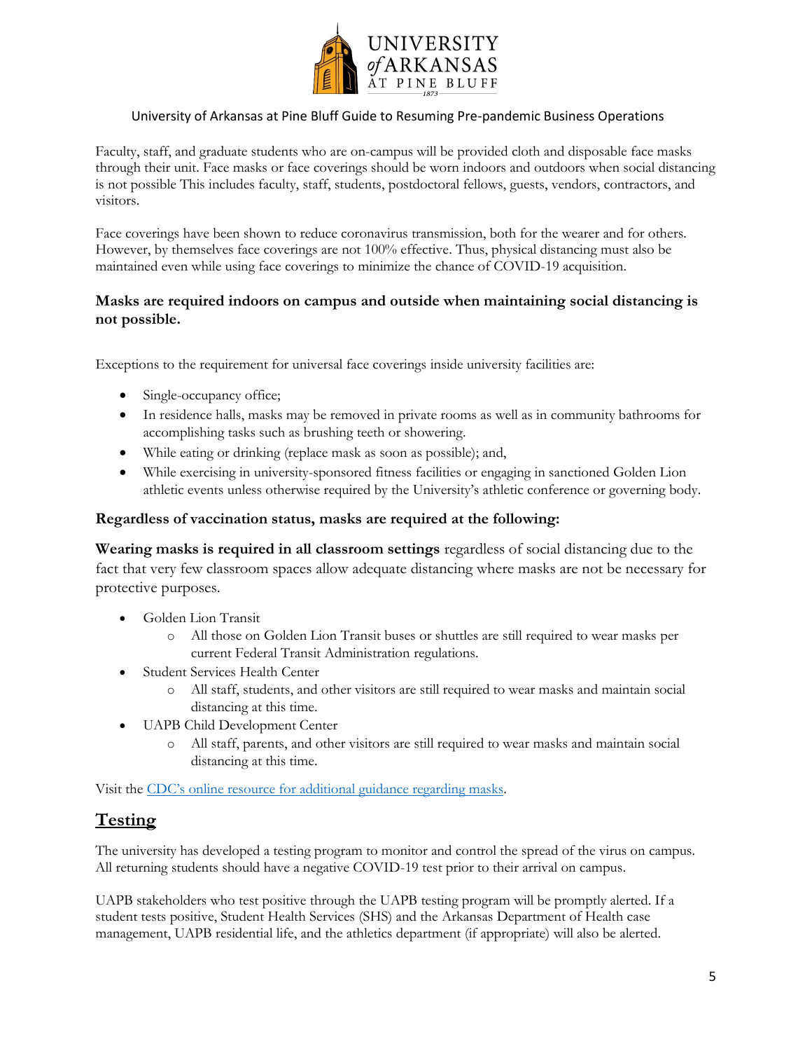Faculty, staff, and graduate students who are on-campus will be provided cloth and disposable face masks through their unit. Face masks or face coverings should be worn indoors and outdoors when social distancing is not possible This includes faculty, staff, students, postdoctoral fellows, guests, vendors, contractors, and visitors.

Face coverings have been shown to reduce coronavirus transmission, both for the wearer and for others. However, by themselves face coverings are not 100% effective. Thus, physical distancing must also be maintained even while using face coverings to minimize the chance of COVID-19 acquisition.

**Masks are required indoors on campus and outside when maintaining social distancing is not possible.**

Exceptions to the requirement for universal face coverings inside university facilities are:

- Single-occupancy office;
- In residence halls, masks may be removed in private rooms as well as in community bathrooms for accomplishing tasks such as brushing teeth or showering.
- While eating or drinking (replace mask as soon as possible); and,
- While exercising in university-sponsored fitness facilities or engaging in sanctioned Golden Lion athletic events unless otherwise required by the University's athletic conference or governing body.

**Regardless of vaccination status, masks are required at the following:**

**Wearing masks is required in all classroom settings** regardless of social distancing due to the fact that very few classroom spaces allow adequate distancing where masks are not be necessary for protective purposes.

- Golden Lion Transit
  - All those on Golden Lion Transit buses or shuttles are still required to wear masks per current Federal Transit Administration regulations.
- Student Services Health Center
  - All staff, students, and other visitors are still required to wear masks and maintain social distancing at this time.
- UAPB Child Development Center
  - All staff, parents, and other visitors are still required to wear masks and maintain social distancing at this time.

Visit the [CDC's online resource for additional guidance regarding masks].

## Testing

The university has developed a testing program to monitor and control the spread of the virus on campus. All returning students should have a negative COVID-19 test prior to their arrival on campus.

UAPB stakeholders who test positive through the UAPB testing program will be promptly alerted. If a student tests positive, Student Health Services (SHS) and the Arkansas Department of Health case management, UAPB residential life, and the athletics department (if appropriate) will also be alerted.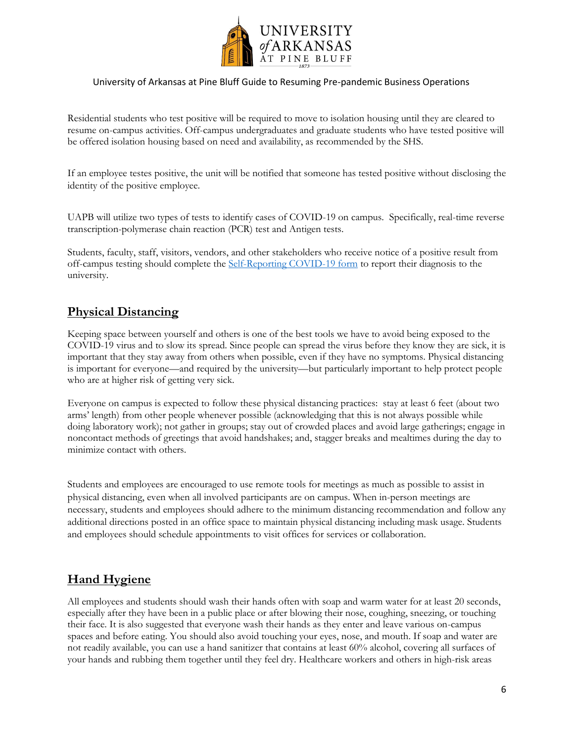Residential students who test positive will be required to move to isolation housing until they are cleared to resume on-campus activities. Off-campus undergraduates and graduate students who have tested positive will be offered isolation housing based on need and availability, as recommended by the SHS.

If an employee testes positive, the unit will be notified that someone has tested positive without disclosing the identity of the positive employee.

UAPB will utilize two types of tests to identify cases of COVID-19 on campus. Specifically, real-time reverse transcription-polymerase chain reaction (PCR) test and Antigen tests.

Students, faculty, staff, visitors, vendors, and other stakeholders who receive notice of a positive result from off-campus testing should complete the Self-Reporting COVID-19 form to report their diagnosis to the university.

## Physical Distancing

Keeping space between yourself and others is one of the best tools we have to avoid being exposed to the COVID-19 virus and to slow its spread. Since people can spread the virus before they know they are sick, it is important that they stay away from others when possible, even if they have no symptoms. Physical distancing is important for everyone—and required by the university—but particularly important to help protect people who are at higher risk of getting very sick.

Everyone on campus is expected to follow these physical distancing practices: stay at least 6 feet (about two arms' length) from other people whenever possible (acknowledging that this is not always possible while doing laboratory work); not gather in groups; stay out of crowded places and avoid large gatherings; engage in noncontact methods of greetings that avoid handshakes; and, stagger breaks and mealtimes during the day to minimize contact with others.

Students and employees are encouraged to use remote tools for meetings as much as possible to assist in physical distancing, even when all involved participants are on campus. When in-person meetings are necessary, students and employees should adhere to the minimum distancing recommendation and follow any additional directions posted in an office space to maintain physical distancing including mask usage. Students and employees should schedule appointments to visit offices for services or collaboration.

## Hand Hygiene

All employees and students should wash their hands often with soap and warm water for at least 20 seconds, especially after they have been in a public place or after blowing their nose, coughing, sneezing, or touching their face. It is also suggested that everyone wash their hands as they enter and leave various on-campus spaces and before eating. You should also avoid touching your eyes, nose, and mouth. If soap and water are not readily available, you can use a hand sanitizer that contains at least 60% alcohol, covering all surfaces of your hands and rubbing them together until they feel dry. Healthcare workers and others in high-risk areas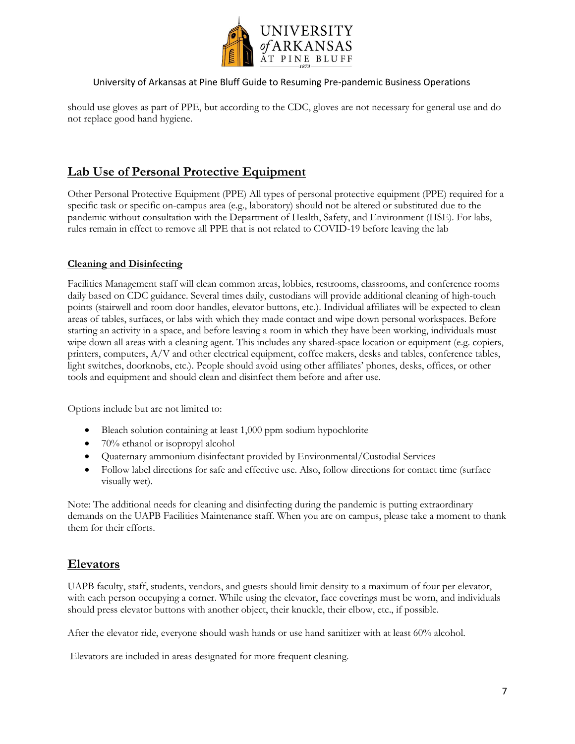should use gloves as part of PPE, but according to the CDC, gloves are not necessary for general use and do not replace good hand hygiene.

## Lab Use of Personal Protective Equipment

Other Personal Protective Equipment (PPE) All types of personal protective equipment (PPE) required for a specific task or specific on-campus area (e.g., laboratory) should not be altered or substituted due to the pandemic without consultation with the Department of Health, Safety, and Environment (HSE). For labs, rules remain in effect to remove all PPE that is not related to COVID-19 before leaving the lab

### Cleaning and Disinfecting

Facilities Management staff will clean common areas, lobbies, restrooms, classrooms, and conference rooms daily based on CDC guidance. Several times daily, custodians will provide additional cleaning of high-touch points (stairwell and room door handles, elevator buttons, etc.). Individual affiliates will be expected to clean areas of tables, surfaces, or labs with which they made contact and wipe down personal workspaces. Before starting an activity in a space, and before leaving a room in which they have been working, individuals must wipe down all areas with a cleaning agent. This includes any shared-space location or equipment (e.g. copiers, printers, computers, A/V and other electrical equipment, coffee makers, desks and tables, conference tables, light switches, doorknobs, etc.). People should avoid using other affiliates' phones, desks, offices, or other tools and equipment and should clean and disinfect them before and after use.

Options include but are not limited to:

- Bleach solution containing at least 1,000 ppm sodium hypochlorite
- 70% ethanol or isopropyl alcohol
- Quaternary ammonium disinfectant provided by Environmental/Custodial Services
- Follow label directions for safe and effective use. Also, follow directions for contact time (surface visually wet).

Note: The additional needs for cleaning and disinfecting during the pandemic is putting extraordinary demands on the UAPB Facilities Maintenance staff. When you are on campus, please take a moment to thank them for their efforts.

## Elevators

UAPB faculty, staff, students, vendors, and guests should limit density to a maximum of four per elevator, with each person occupying a corner. While using the elevator, face coverings must be worn, and individuals should press elevator buttons with another object, their knuckle, their elbow, etc., if possible.

After the elevator ride, everyone should wash hands or use hand sanitizer with at least 60% alcohol.

Elevators are included in areas designated for more frequent cleaning.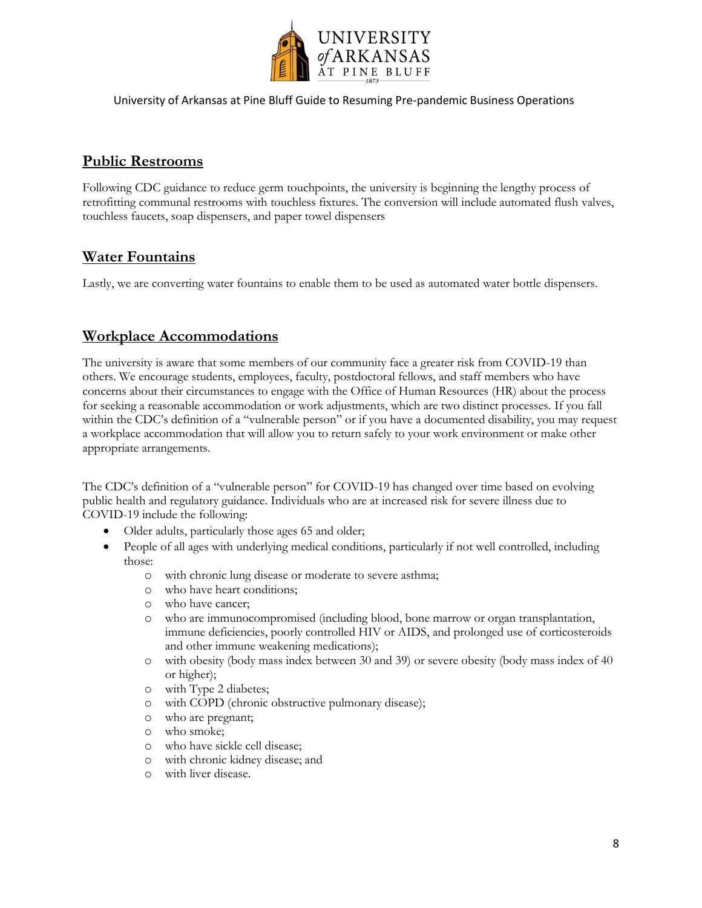## Public Restrooms

Following CDC guidance to reduce germ touchpoints, the university is beginning the lengthy process of retrofitting communal restrooms with touchless fixtures. The conversion will include automated flush valves, touchless faucets, soap dispensers, and paper towel dispensers

## Water Fountains

Lastly, we are converting water fountains to enable them to be used as automated water bottle dispensers.

## Workplace Accommodations

The university is aware that some members of our community face a greater risk from COVID-19 than others. We encourage students, employees, faculty, postdoctoral fellows, and staff members who have concerns about their circumstances to engage with the Office of Human Resources (HR) about the process for seeking a reasonable accommodation or work adjustments, which are two distinct processes. If you fall within the CDC's definition of a "vulnerable person" or if you have a documented disability, you may request a workplace accommodation that will allow you to return safely to your work environment or make other appropriate arrangements.

The CDC's definition of a "vulnerable person" for COVID-19 has changed over time based on evolving public health and regulatory guidance. Individuals who are at increased risk for severe illness due to COVID-19 include the following:

- Older adults, particularly those ages 65 and older;
- People of all ages with underlying medical conditions, particularly if not well controlled, including those:
  - with chronic lung disease or moderate to severe asthma;
  - who have heart conditions;
  - who have cancer;
  - who are immunocompromised (including blood, bone marrow or organ transplantation, immune deficiencies, poorly controlled HIV or AIDS, and prolonged use of corticosteroids and other immune weakening medications);
  - with obesity (body mass index between 30 and 39) or severe obesity (body mass index of 40 or higher);
  - with Type 2 diabetes;
  - with COPD (chronic obstructive pulmonary disease);
  - who are pregnant;
  - who smoke;
  - who have sickle cell disease;
  - with chronic kidney disease; and
  - with liver disease.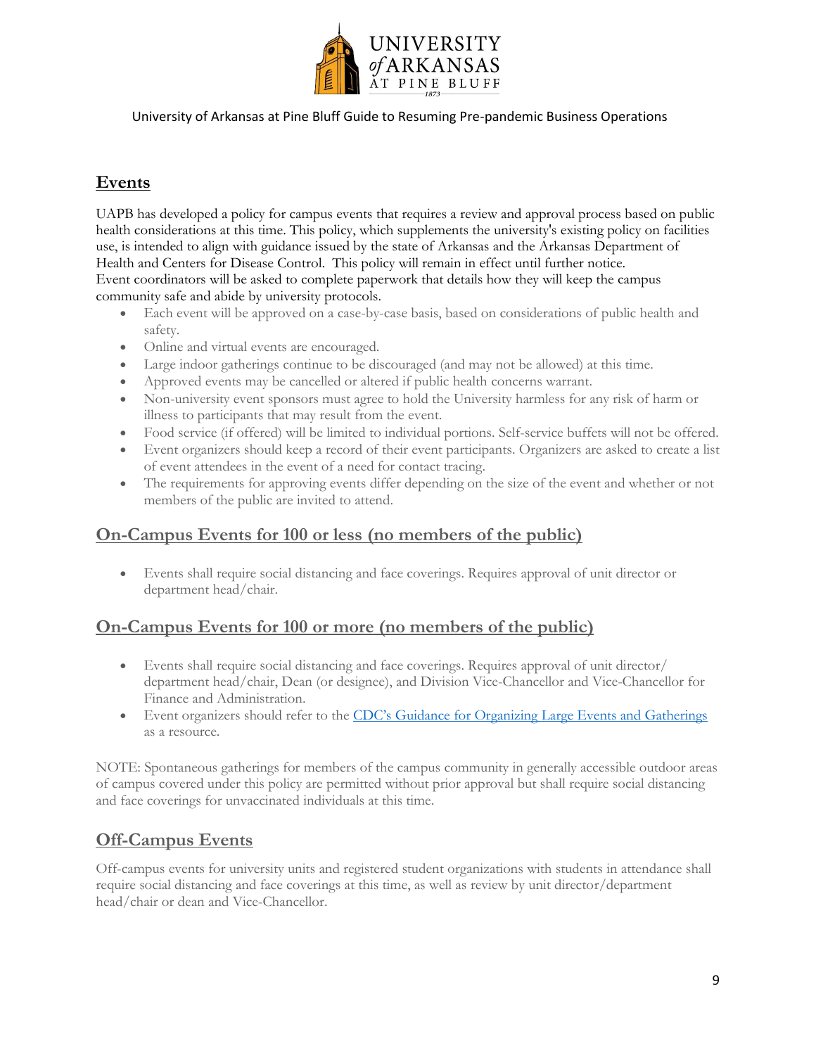## Events

UAPB has developed a policy for campus events that requires a review and approval process based on public health considerations at this time. This policy, which supplements the university's existing policy on facilities use, is intended to align with guidance issued by the state of Arkansas and the Arkansas Department of Health and Centers for Disease Control. This policy will remain in effect until further notice. Event coordinators will be asked to complete paperwork that details how they will keep the campus community safe and abide by university protocols.

- Each event will be approved on a case-by-case basis, based on considerations of public health and safety.
- Online and virtual events are encouraged.
- Large indoor gatherings continue to be discouraged (and may not be allowed) at this time.
- Approved events may be cancelled or altered if public health concerns warrant.
- Non-university event sponsors must agree to hold the University harmless for any risk of harm or illness to participants that may result from the event.
- Food service (if offered) will be limited to individual portions. Self-service buffets will not be offered.
- Event organizers should keep a record of their event participants. Organizers are asked to create a list of event attendees in the event of a need for contact tracing.
- The requirements for approving events differ depending on the size of the event and whether or not members of the public are invited to attend.

## On-Campus Events for 100 or less (no members of the public)

- Events shall require social distancing and face coverings. Requires approval of unit director or department head/chair.

## On-Campus Events for 100 or more (no members of the public)

- Events shall require social distancing and face coverings. Requires approval of unit director/ department head/chair, Dean (or designee), and Division Vice-Chancellor and Vice-Chancellor for Finance and Administration.
- Event organizers should refer to the CDC's Guidance for Organizing Large Events and Gatherings as a resource.

NOTE: Spontaneous gatherings for members of the campus community in generally accessible outdoor areas of campus covered under this policy are permitted without prior approval but shall require social distancing and face coverings for unvaccinated individuals at this time.

## Off-Campus Events

Off-campus events for university units and registered student organizations with students in attendance shall require social distancing and face coverings at this time, as well as review by unit director/department head/chair or dean and Vice-Chancellor.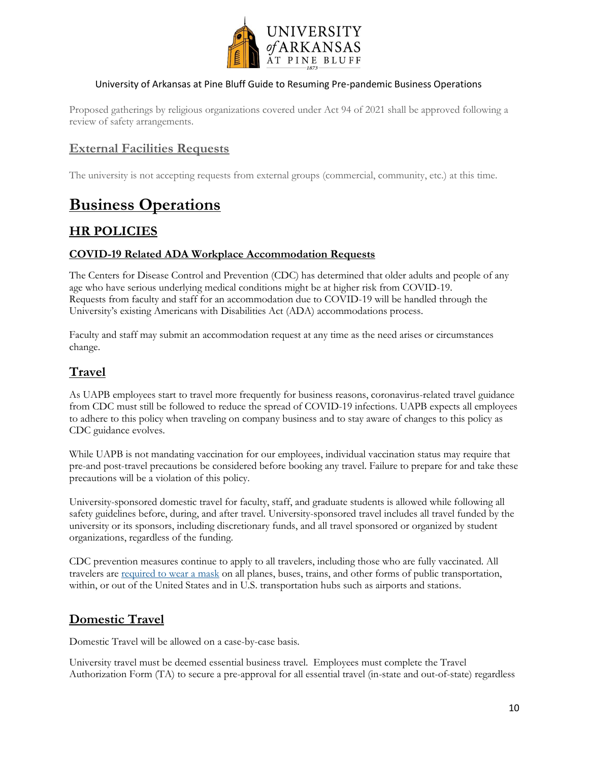Proposed gatherings by religious organizations covered under Act 94 of 2021 shall be approved following a review of safety arrangements.

## External Facilities Requests

The university is not accepting requests from external groups (commercial, community, etc.) at this time.

# Business Operations

## HR POLICIES

### COVID-19 Related ADA Workplace Accommodation Requests

The Centers for Disease Control and Prevention (CDC) has determined that older adults and people of any age who have serious underlying medical conditions might be at higher risk from COVID-19. Requests from faculty and staff for an accommodation due to COVID-19 will be handled through the University's existing Americans with Disabilities Act (ADA) accommodations process.

Faculty and staff may submit an accommodation request at any time as the need arises or circumstances change.

## Travel

As UAPB employees start to travel more frequently for business reasons, coronavirus-related travel guidance from CDC must still be followed to reduce the spread of COVID-19 infections. UAPB expects all employees to adhere to this policy when traveling on company business and to stay aware of changes to this policy as CDC guidance evolves.

While UAPB is not mandating vaccination for our employees, individual vaccination status may require that pre-and post-travel precautions be considered before booking any travel. Failure to prepare for and take these precautions will be a violation of this policy.

University-sponsored domestic travel for faculty, staff, and graduate students is allowed while following all safety guidelines before, during, and after travel. University-sponsored travel includes all travel funded by the university or its sponsors, including discretionary funds, and all travel sponsored or organized by student organizations, regardless of the funding.

CDC prevention measures continue to apply to all travelers, including those who are fully vaccinated. All travelers are required to wear a mask on all planes, buses, trains, and other forms of public transportation, within, or out of the United States and in U.S. transportation hubs such as airports and stations.

## Domestic Travel

Domestic Travel will be allowed on a case-by-case basis.

University travel must be deemed essential business travel. Employees must complete the Travel Authorization Form (TA) to secure a pre-approval for all essential travel (in-state and out-of-state) regardless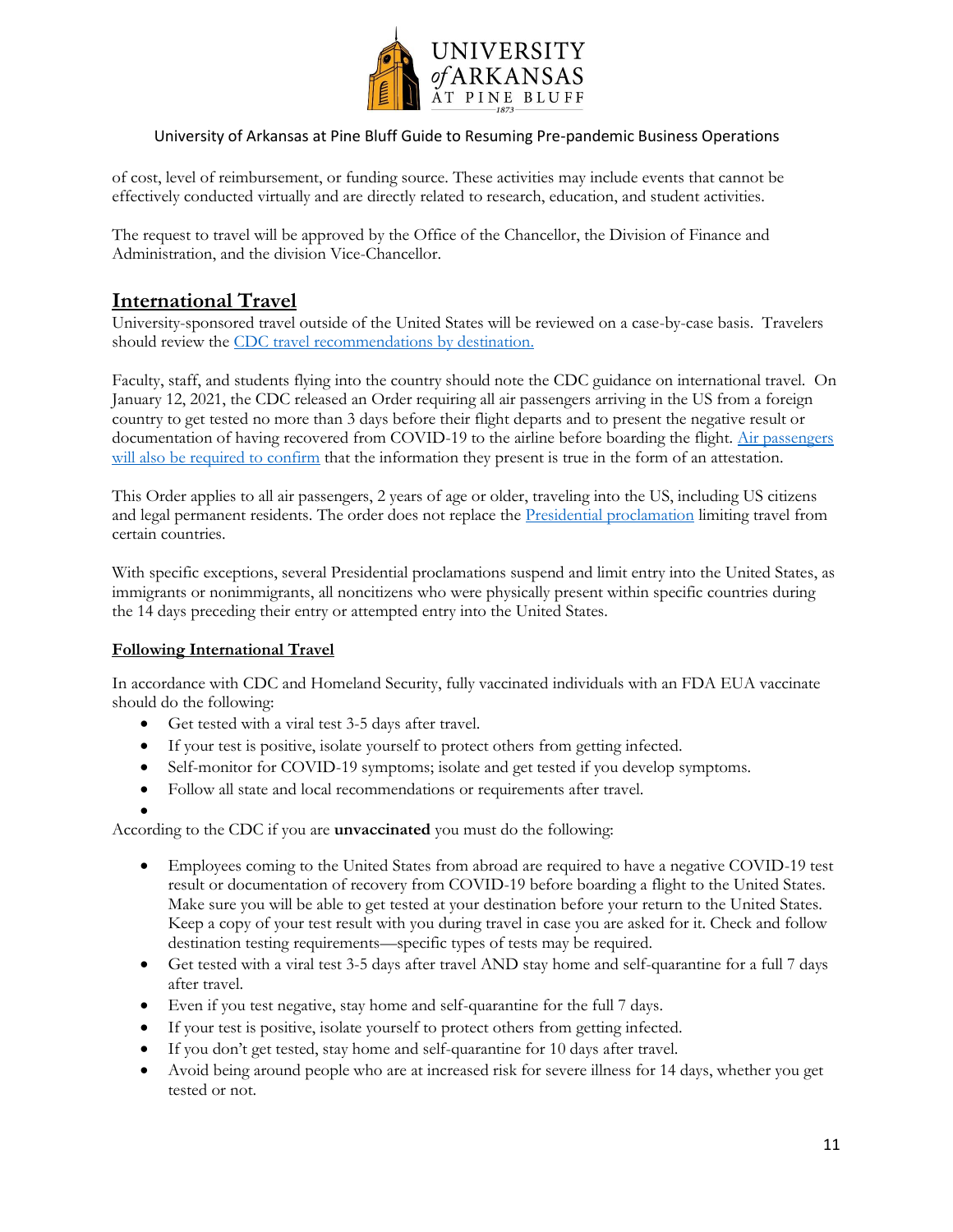of cost, level of reimbursement, or funding source. These activities may include events that cannot be effectively conducted virtually and are directly related to research, education, and student activities.

The request to travel will be approved by the Office of the Chancellor, the Division of Finance and Administration, and the division Vice-Chancellor.

## International Travel

University-sponsored travel outside of the United States will be reviewed on a case-by-case basis. Travelers should review the CDC travel recommendations by destination.

Faculty, staff, and students flying into the country should note the CDC guidance on international travel. On January 12, 2021, the CDC released an Order requiring all air passengers arriving in the US from a foreign country to get tested no more than 3 days before their flight departs and to present the negative result or documentation of having recovered from COVID-19 to the airline before boarding the flight. Air passengers will also be required to confirm that the information they present is true in the form of an attestation.

This Order applies to all air passengers, 2 years of age or older, traveling into the US, including US citizens and legal permanent residents. The order does not replace the Presidential proclamation limiting travel from certain countries.

With specific exceptions, several Presidential proclamations suspend and limit entry into the United States, as immigrants or nonimmigrants, all noncitizens who were physically present within specific countries during the 14 days preceding their entry or attempted entry into the United States.

### Following International Travel

In accordance with CDC and Homeland Security, fully vaccinated individuals with an FDA EUA vaccinate should do the following:

- Get tested with a viral test 3-5 days after travel.
- If your test is positive, isolate yourself to protect others from getting infected.
- Self-monitor for COVID-19 symptoms; isolate and get tested if you develop symptoms.
- Follow all state and local recommendations or requirements after travel.

According to the CDC if you are **unvaccinated** you must do the following:

- Employees coming to the United States from abroad are required to have a negative COVID-19 test result or documentation of recovery from COVID-19 before boarding a flight to the United States. Make sure you will be able to get tested at your destination before your return to the United States. Keep a copy of your test result with you during travel in case you are asked for it. Check and follow destination testing requirements—specific types of tests may be required.
- Get tested with a viral test 3-5 days after travel AND stay home and self-quarantine for a full 7 days after travel.
- Even if you test negative, stay home and self-quarantine for the full 7 days.
- If your test is positive, isolate yourself to protect others from getting infected.
- If you don't get tested, stay home and self-quarantine for 10 days after travel.
- Avoid being around people who are at increased risk for severe illness for 14 days, whether you get tested or not.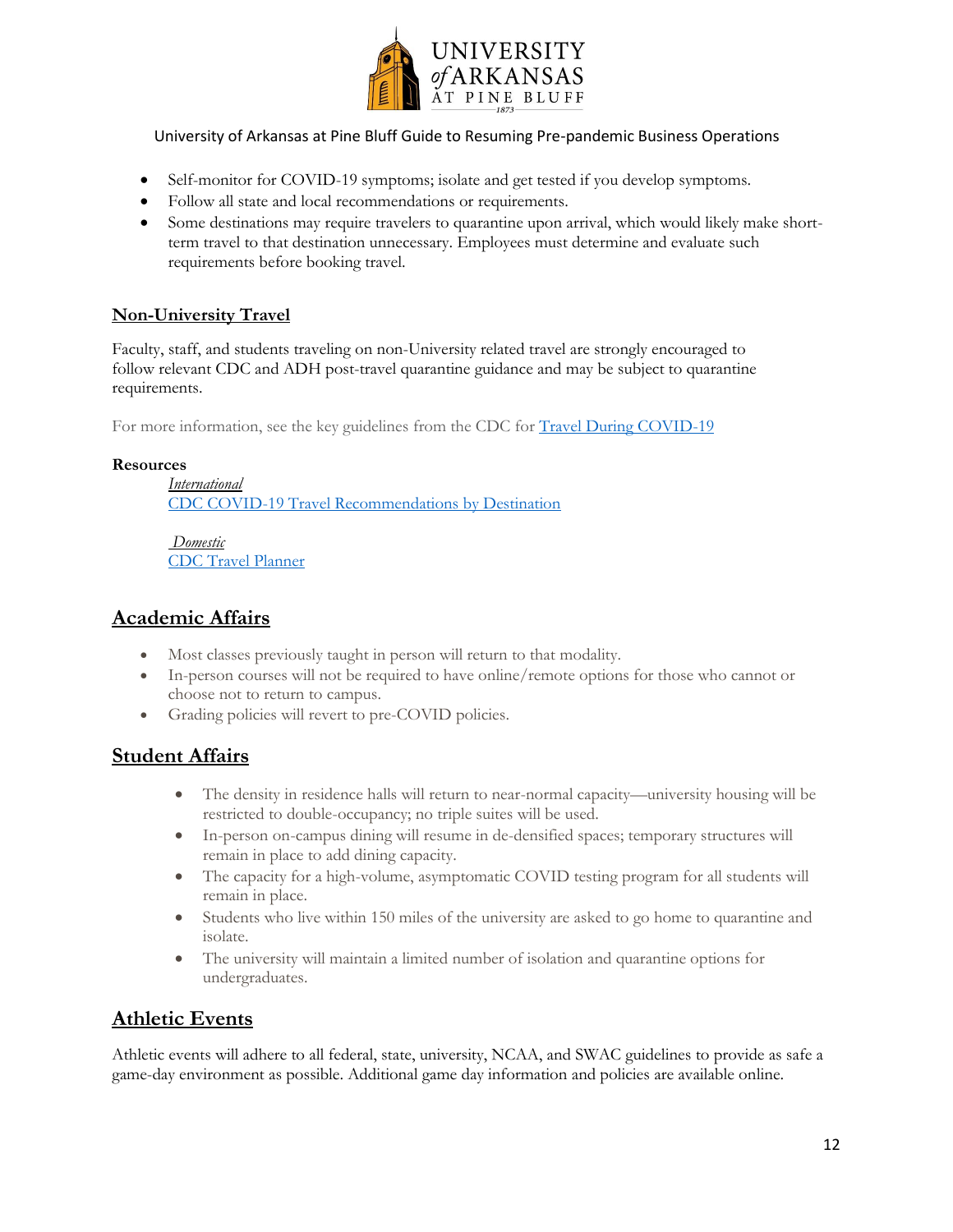- Self-monitor for COVID-19 symptoms; isolate and get tested if you develop symptoms.
- Follow all state and local recommendations or requirements.
- Some destinations may require travelers to quarantine upon arrival, which would likely make short-term travel to that destination unnecessary. Employees must determine and evaluate such requirements before booking travel.

### Non-University Travel

Faculty, staff, and students traveling on non-University related travel are strongly encouraged to follow relevant CDC and ADH post-travel quarantine guidance and may be subject to quarantine requirements.

For more information, see the key guidelines from the CDC for Travel During COVID-19

**Resources**

*International*
CDC COVID-19 Travel Recommendations by Destination

*Domestic*
CDC Travel Planner

## Academic Affairs

- Most classes previously taught in person will return to that modality.
- In-person courses will not be required to have online/remote options for those who cannot or choose not to return to campus.
- Grading policies will revert to pre-COVID policies.

## Student Affairs

- The density in residence halls will return to near-normal capacity—university housing will be restricted to double-occupancy; no triple suites will be used.
- In-person on-campus dining will resume in de-densified spaces; temporary structures will remain in place to add dining capacity.
- The capacity for a high-volume, asymptomatic COVID testing program for all students will remain in place.
- Students who live within 150 miles of the university are asked to go home to quarantine and isolate.
- The university will maintain a limited number of isolation and quarantine options for undergraduates.

## Athletic Events

Athletic events will adhere to all federal, state, university, NCAA, and SWAC guidelines to provide as safe a game-day environment as possible. Additional game day information and policies are available online.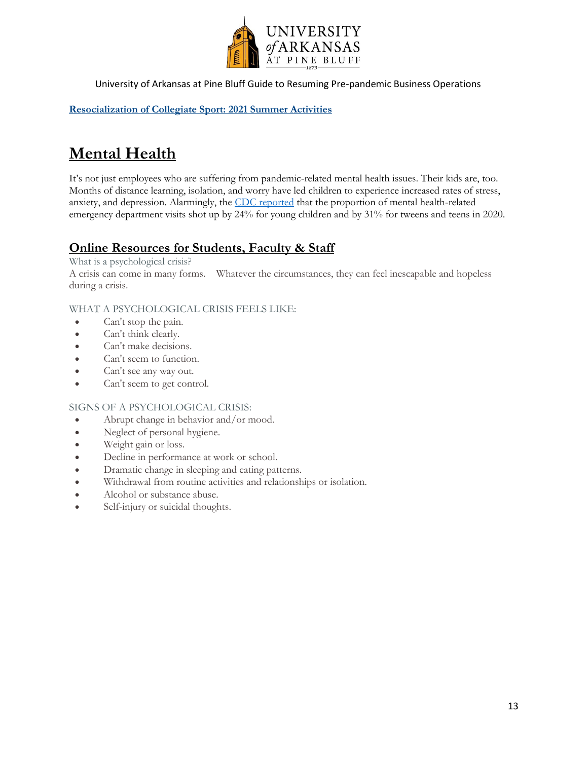[Resocialization of Collegiate Sport: 2021 Summer Activities](#)

# Mental Health

It's not just employees who are suffering from pandemic-related mental health issues. Their kids are, too. Months of distance learning, isolation, and worry have led children to experience increased rates of stress, anxiety, and depression. Alarmingly, the [CDC reported](#) that the proportion of mental health-related emergency department visits shot up by 24% for young children and by 31% for tweens and teens in 2020.

## Online Resources for Students, Faculty & Staff

What is a psychological crisis?

A crisis can come in many forms.    Whatever the circumstances, they can feel inescapable and hopeless during a crisis.

WHAT A PSYCHOLOGICAL CRISIS FEELS LIKE:

- Can't stop the pain.
- Can't think clearly.
- Can't make decisions.
- Can't seem to function.
- Can't see any way out.
- Can't seem to get control.

SIGNS OF A PSYCHOLOGICAL CRISIS:

- Abrupt change in behavior and/or mood.
- Neglect of personal hygiene.
- Weight gain or loss.
- Decline in performance at work or school.
- Dramatic change in sleeping and eating patterns.
- Withdrawal from routine activities and relationships or isolation.
- Alcohol or substance abuse.
- Self-injury or suicidal thoughts.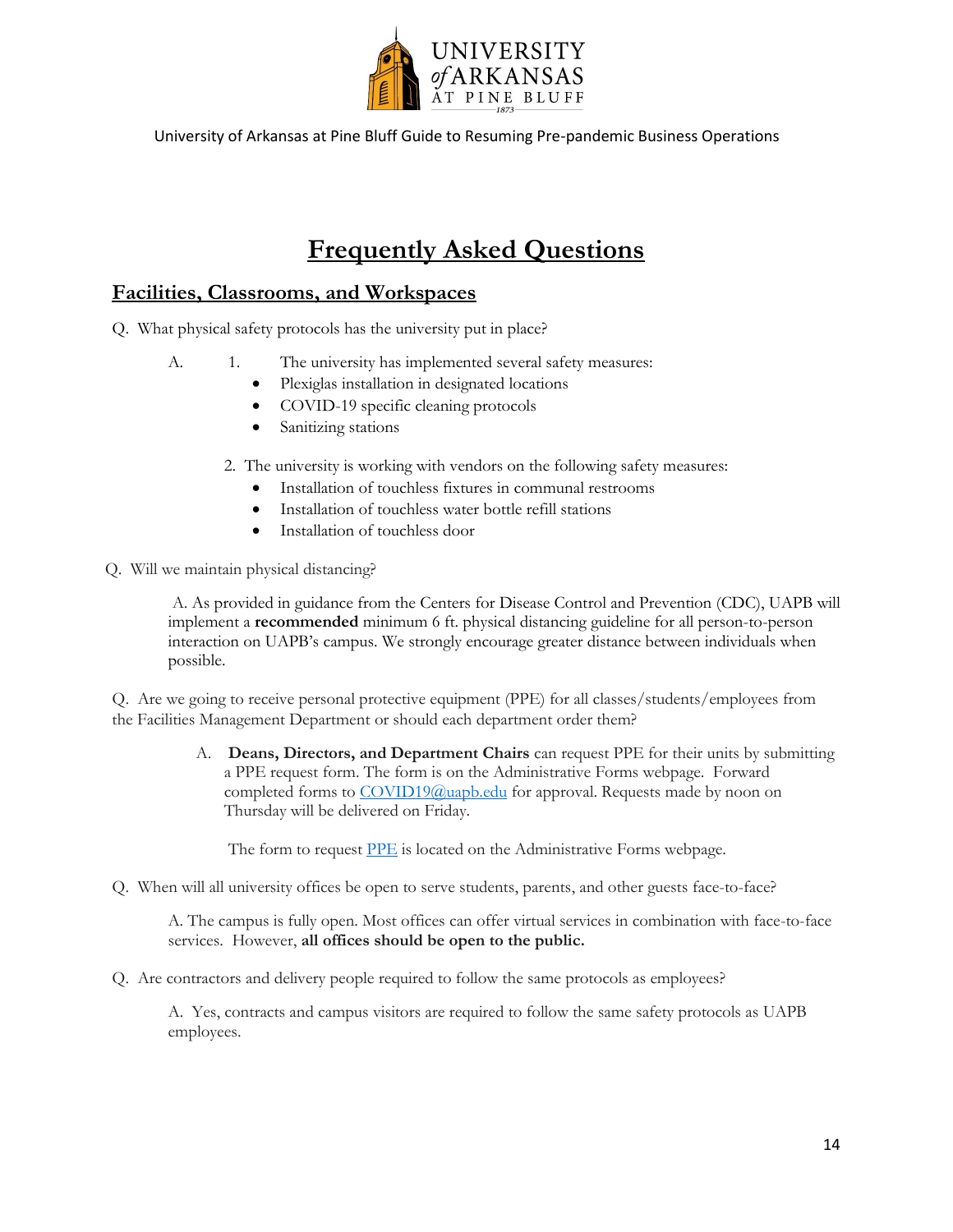# Frequently Asked Questions

## Facilities, Classrooms, and Workspaces

Q. What physical safety protocols has the university put in place?

A. 1. The university has implemented several safety measures:

- Plexiglas installation in designated locations
- COVID-19 specific cleaning protocols
- Sanitizing stations

2. The university is working with vendors on the following safety measures:

- Installation of touchless fixtures in communal restrooms
- Installation of touchless water bottle refill stations
- Installation of touchless door

Q. Will we maintain physical distancing?

A. As provided in guidance from the Centers for Disease Control and Prevention (CDC), UAPB will implement a **recommended** minimum 6 ft. physical distancing guideline for all person-to-person interaction on UAPB's campus. We strongly encourage greater distance between individuals when possible.

Q. Are we going to receive personal protective equipment (PPE) for all classes/students/employees from the Facilities Management Department or should each department order them?

A. **Deans, Directors, and Department Chairs** can request PPE for their units by submitting a PPE request form. The form is on the Administrative Forms webpage. Forward completed forms to COVID19@uapb.edu for approval. Requests made by noon on Thursday will be delivered on Friday.

The form to request PPE is located on the Administrative Forms webpage.

Q. When will all university offices be open to serve students, parents, and other guests face-to-face?

A. The campus is fully open. Most offices can offer virtual services in combination with face-to-face services. However, **all offices should be open to the public.**

Q. Are contractors and delivery people required to follow the same protocols as employees?

A. Yes, contracts and campus visitors are required to follow the same safety protocols as UAPB employees.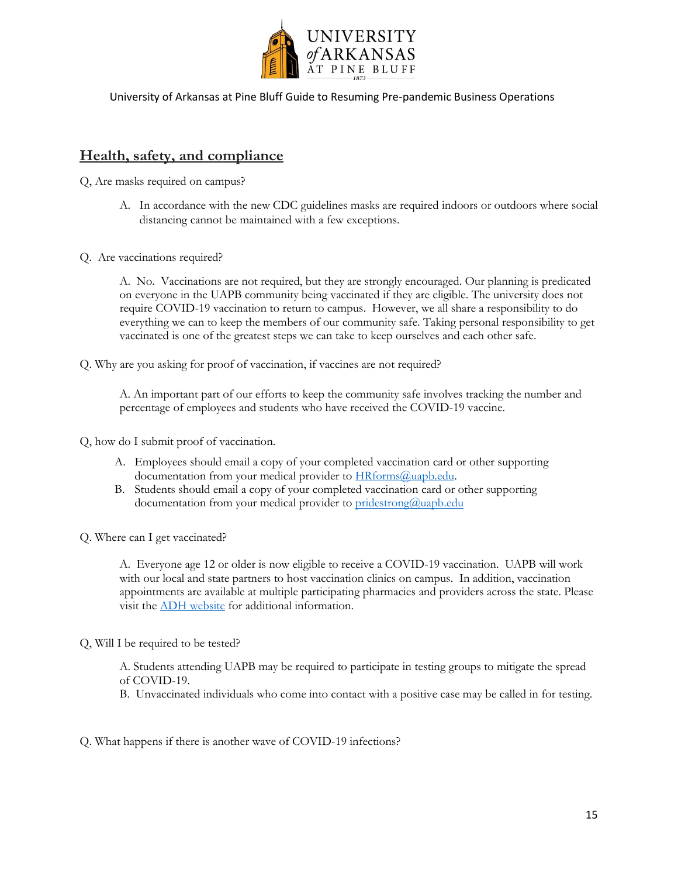## Health, safety, and compliance

Q, Are masks required on campus?

A. In accordance with the new CDC guidelines masks are required indoors or outdoors where social distancing cannot be maintained with a few exceptions.

Q. Are vaccinations required?

A. No. Vaccinations are not required, but they are strongly encouraged. Our planning is predicated on everyone in the UAPB community being vaccinated if they are eligible. The university does not require COVID-19 vaccination to return to campus. However, we all share a responsibility to do everything we can to keep the members of our community safe. Taking personal responsibility to get vaccinated is one of the greatest steps we can take to keep ourselves and each other safe.

Q. Why are you asking for proof of vaccination, if vaccines are not required?

A. An important part of our efforts to keep the community safe involves tracking the number and percentage of employees and students who have received the COVID-19 vaccine.

Q, how do I submit proof of vaccination.

A. Employees should email a copy of your completed vaccination card or other supporting documentation from your medical provider to HRforms@uapb.edu.

B. Students should email a copy of your completed vaccination card or other supporting documentation from your medical provider to pridestrong@uapb.edu

Q. Where can I get vaccinated?

A. Everyone age 12 or older is now eligible to receive a COVID-19 vaccination. UAPB will work with our local and state partners to host vaccination clinics on campus. In addition, vaccination appointments are available at multiple participating pharmacies and providers across the state. Please visit the ADH website for additional information.

Q, Will I be required to be tested?

A. Students attending UAPB may be required to participate in testing groups to mitigate the spread of COVID-19.

B. Unvaccinated individuals who come into contact with a positive case may be called in for testing.

Q. What happens if there is another wave of COVID-19 infections?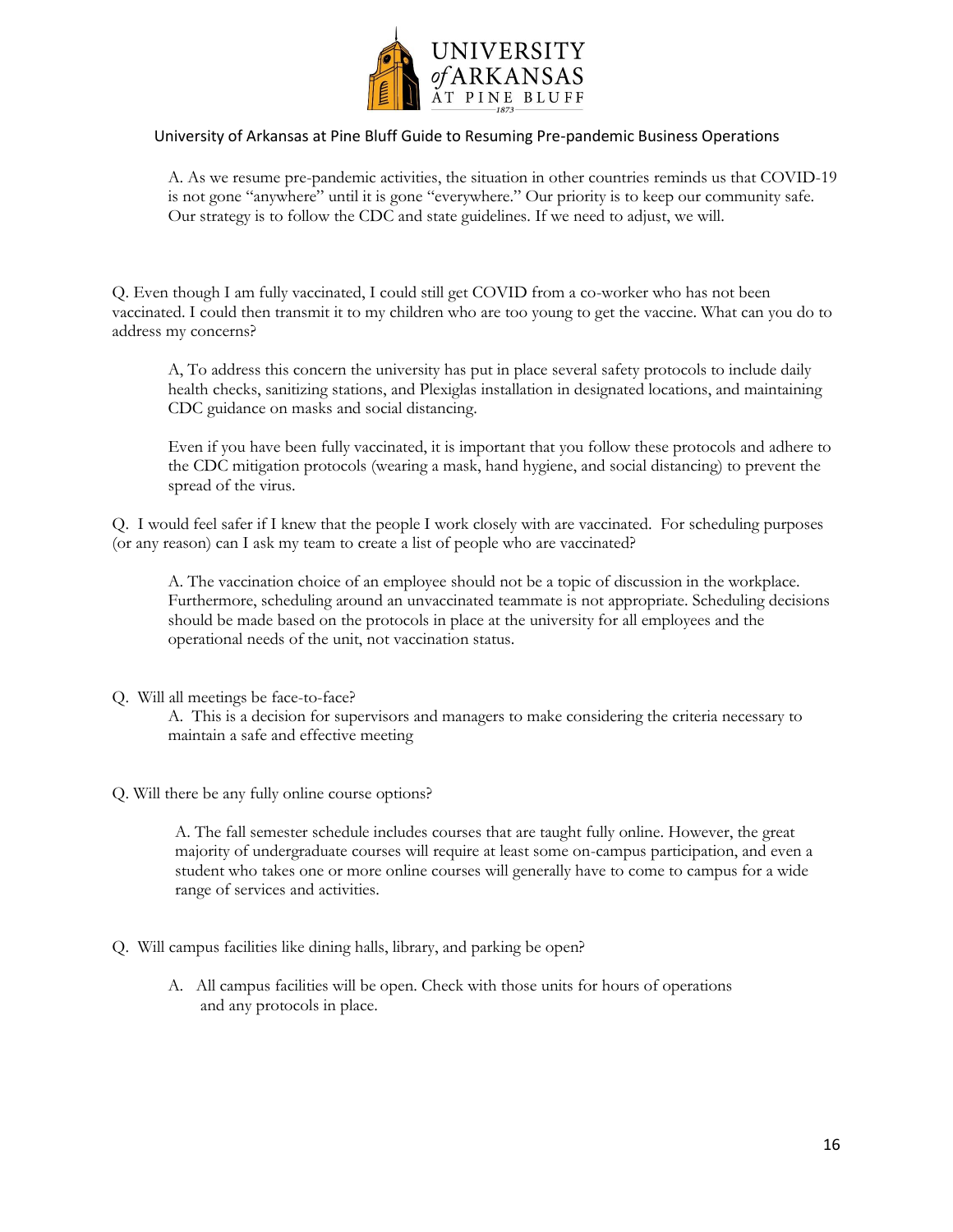A. As we resume pre-pandemic activities, the situation in other countries reminds us that COVID-19 is not gone "anywhere" until it is gone "everywhere." Our priority is to keep our community safe. Our strategy is to follow the CDC and state guidelines. If we need to adjust, we will.

Q. Even though I am fully vaccinated, I could still get COVID from a co-worker who has not been vaccinated. I could then transmit it to my children who are too young to get the vaccine. What can you do to address my concerns?

A, To address this concern the university has put in place several safety protocols to include daily health checks, sanitizing stations, and Plexiglas installation in designated locations, and maintaining CDC guidance on masks and social distancing.

Even if you have been fully vaccinated, it is important that you follow these protocols and adhere to the CDC mitigation protocols (wearing a mask, hand hygiene, and social distancing) to prevent the spread of the virus.

Q. I would feel safer if I knew that the people I work closely with are vaccinated. For scheduling purposes (or any reason) can I ask my team to create a list of people who are vaccinated?

A. The vaccination choice of an employee should not be a topic of discussion in the workplace. Furthermore, scheduling around an unvaccinated teammate is not appropriate. Scheduling decisions should be made based on the protocols in place at the university for all employees and the operational needs of the unit, not vaccination status.

Q. Will all meetings be face-to-face?

A. This is a decision for supervisors and managers to make considering the criteria necessary to maintain a safe and effective meeting

Q. Will there be any fully online course options?

A. The fall semester schedule includes courses that are taught fully online. However, the great majority of undergraduate courses will require at least some on-campus participation, and even a student who takes one or more online courses will generally have to come to campus for a wide range of services and activities.

Q. Will campus facilities like dining halls, library, and parking be open?

A. All campus facilities will be open. Check with those units for hours of operations and any protocols in place.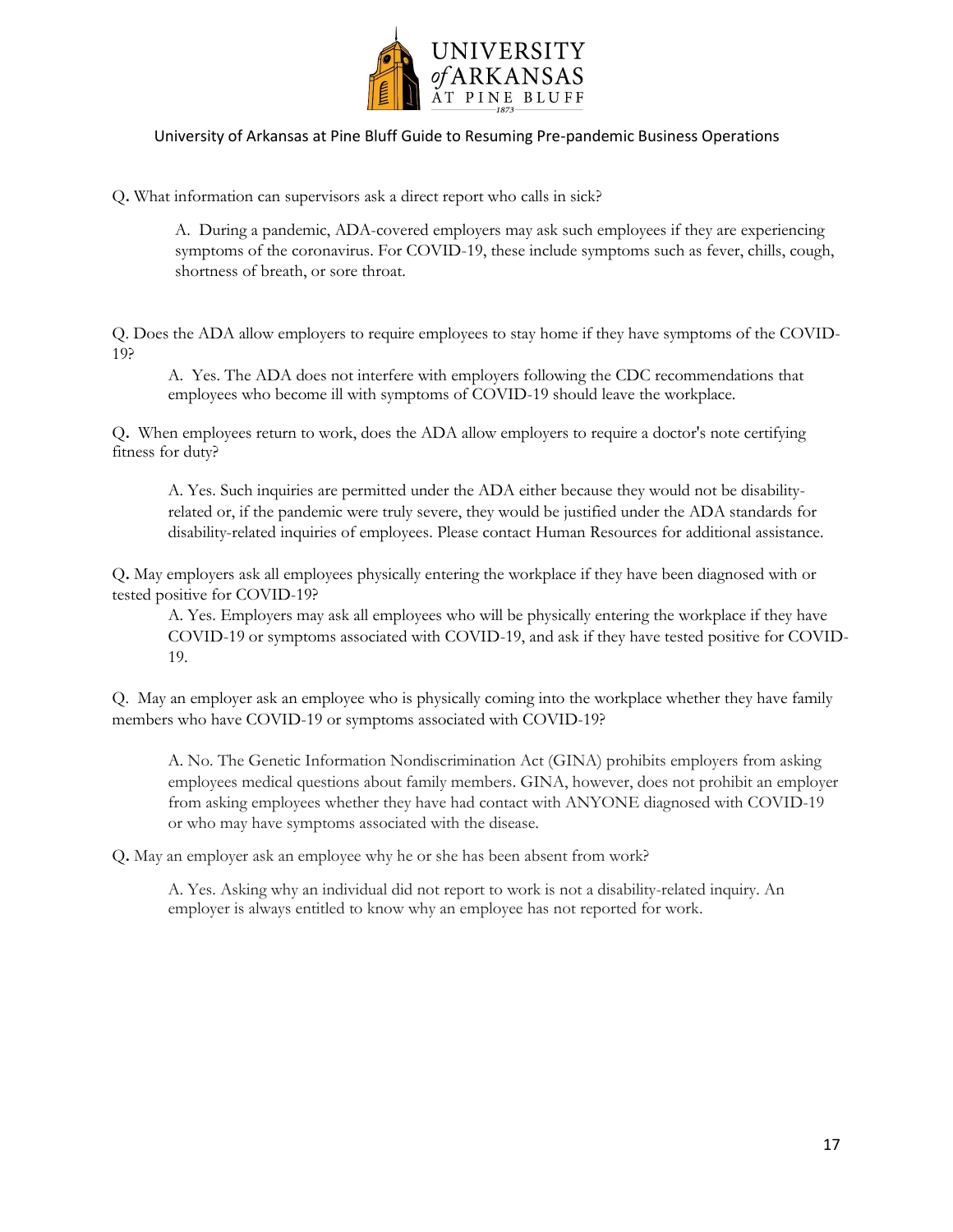Q**.** What information can supervisors ask a direct report who calls in sick?

A. During a pandemic, ADA-covered employers may ask such employees if they are experiencing symptoms of the coronavirus. For COVID-19, these include symptoms such as fever, chills, cough, shortness of breath, or sore throat.

Q. Does the ADA allow employers to require employees to stay home if they have symptoms of the COVID-19?

A. Yes. The ADA does not interfere with employers following the CDC recommendations that employees who become ill with symptoms of COVID-19 should leave the workplace.

Q**.** When employees return to work, does the ADA allow employers to require a doctor's note certifying fitness for duty?

A. Yes. Such inquiries are permitted under the ADA either because they would not be disability-related or, if the pandemic were truly severe, they would be justified under the ADA standards for disability-related inquiries of employees. Please contact Human Resources for additional assistance.

Q**.** May employers ask all employees physically entering the workplace if they have been diagnosed with or tested positive for COVID-19?

A. Yes. Employers may ask all employees who will be physically entering the workplace if they have COVID-19 or symptoms associated with COVID-19, and ask if they have tested positive for COVID-19.

Q. May an employer ask an employee who is physically coming into the workplace whether they have family members who have COVID-19 or symptoms associated with COVID-19?

A. No. The Genetic Information Nondiscrimination Act (GINA) prohibits employers from asking employees medical questions about family members. GINA, however, does not prohibit an employer from asking employees whether they have had contact with ANYONE diagnosed with COVID-19 or who may have symptoms associated with the disease.

Q**.** May an employer ask an employee why he or she has been absent from work?

A. Yes. Asking why an individual did not report to work is not a disability-related inquiry. An employer is always entitled to know why an employee has not reported for work.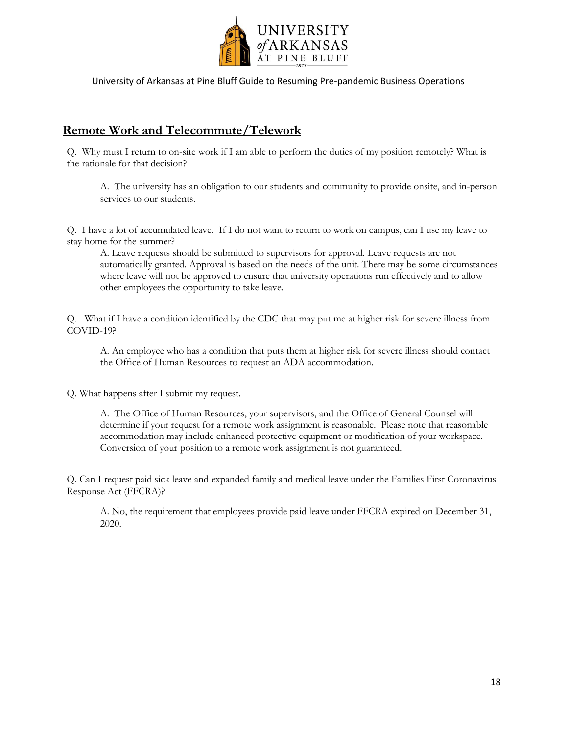## Remote Work and Telecommute/Telework

Q. Why must I return to on-site work if I am able to perform the duties of my position remotely? What is the rationale for that decision?

> A. The university has an obligation to our students and community to provide onsite, and in-person services to our students.

Q. I have a lot of accumulated leave. If I do not want to return to work on campus, can I use my leave to stay home for the summer?

> A. Leave requests should be submitted to supervisors for approval. Leave requests are not automatically granted. Approval is based on the needs of the unit. There may be some circumstances where leave will not be approved to ensure that university operations run effectively and to allow other employees the opportunity to take leave.

Q. What if I have a condition identified by the CDC that may put me at higher risk for severe illness from COVID-19?

> A. An employee who has a condition that puts them at higher risk for severe illness should contact the Office of Human Resources to request an ADA accommodation.

Q. What happens after I submit my request.

> A. The Office of Human Resources, your supervisors, and the Office of General Counsel will determine if your request for a remote work assignment is reasonable. Please note that reasonable accommodation may include enhanced protective equipment or modification of your workspace. Conversion of your position to a remote work assignment is not guaranteed.

Q. Can I request paid sick leave and expanded family and medical leave under the Families First Coronavirus Response Act (FFCRA)?

> A. No, the requirement that employees provide paid leave under FFCRA expired on December 31, 2020.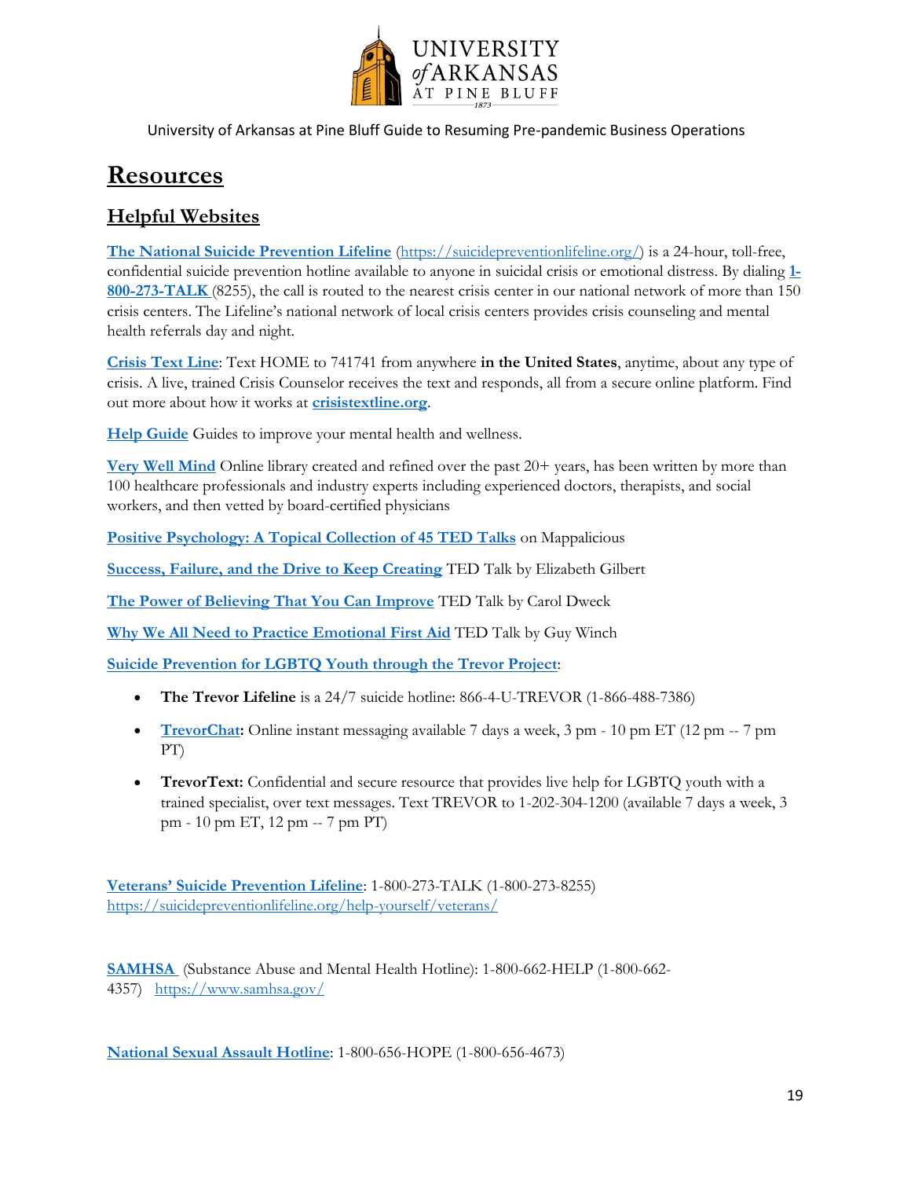# Resources

## Helpful Websites

**The National Suicide Prevention Lifeline** (https://suicidepreventionlifeline.org/) is a 24-hour, toll-free, confidential suicide prevention hotline available to anyone in suicidal crisis or emotional distress. By dialing **1-800-273-TALK** (8255), the call is routed to the nearest crisis center in our national network of more than 150 crisis centers. The Lifeline's national network of local crisis centers provides crisis counseling and mental health referrals day and night.

**Crisis Text Line**: Text HOME to 741741 from anywhere **in the United States**, anytime, about any type of crisis. A live, trained Crisis Counselor receives the text and responds, all from a secure online platform. Find out more about how it works at **crisistextline.org**.

**Help Guide** Guides to improve your mental health and wellness.

**Very Well Mind** Online library created and refined over the past 20+ years, has been written by more than 100 healthcare professionals and industry experts including experienced doctors, therapists, and social workers, and then vetted by board-certified physicians

**Positive Psychology: A Topical Collection of 45 TED Talks** on Mappalicious

**Success, Failure, and the Drive to Keep Creating** TED Talk by Elizabeth Gilbert

**The Power of Believing That You Can Improve** TED Talk by Carol Dweck

**Why We All Need to Practice Emotional First Aid** TED Talk by Guy Winch

**Suicide Prevention for LGBTQ Youth through the Trevor Project**:

- **The Trevor Lifeline** is a 24/7 suicide hotline: 866-4-U-TREVOR (1-866-488-7386)
- **TrevorChat:** Online instant messaging available 7 days a week, 3 pm - 10 pm ET (12 pm -- 7 pm PT)
- **TrevorText:** Confidential and secure resource that provides live help for LGBTQ youth with a trained specialist, over text messages. Text TREVOR to 1-202-304-1200 (available 7 days a week, 3 pm - 10 pm ET, 12 pm -- 7 pm PT)

**Veterans' Suicide Prevention Lifeline**: 1-800-273-TALK (1-800-273-8255) https://suicidepreventionlifeline.org/help-yourself/veterans/

**SAMHSA** (Substance Abuse and Mental Health Hotline): 1-800-662-HELP (1-800-662-4357) https://www.samhsa.gov/

**National Sexual Assault Hotline**: 1-800-656-HOPE (1-800-656-4673)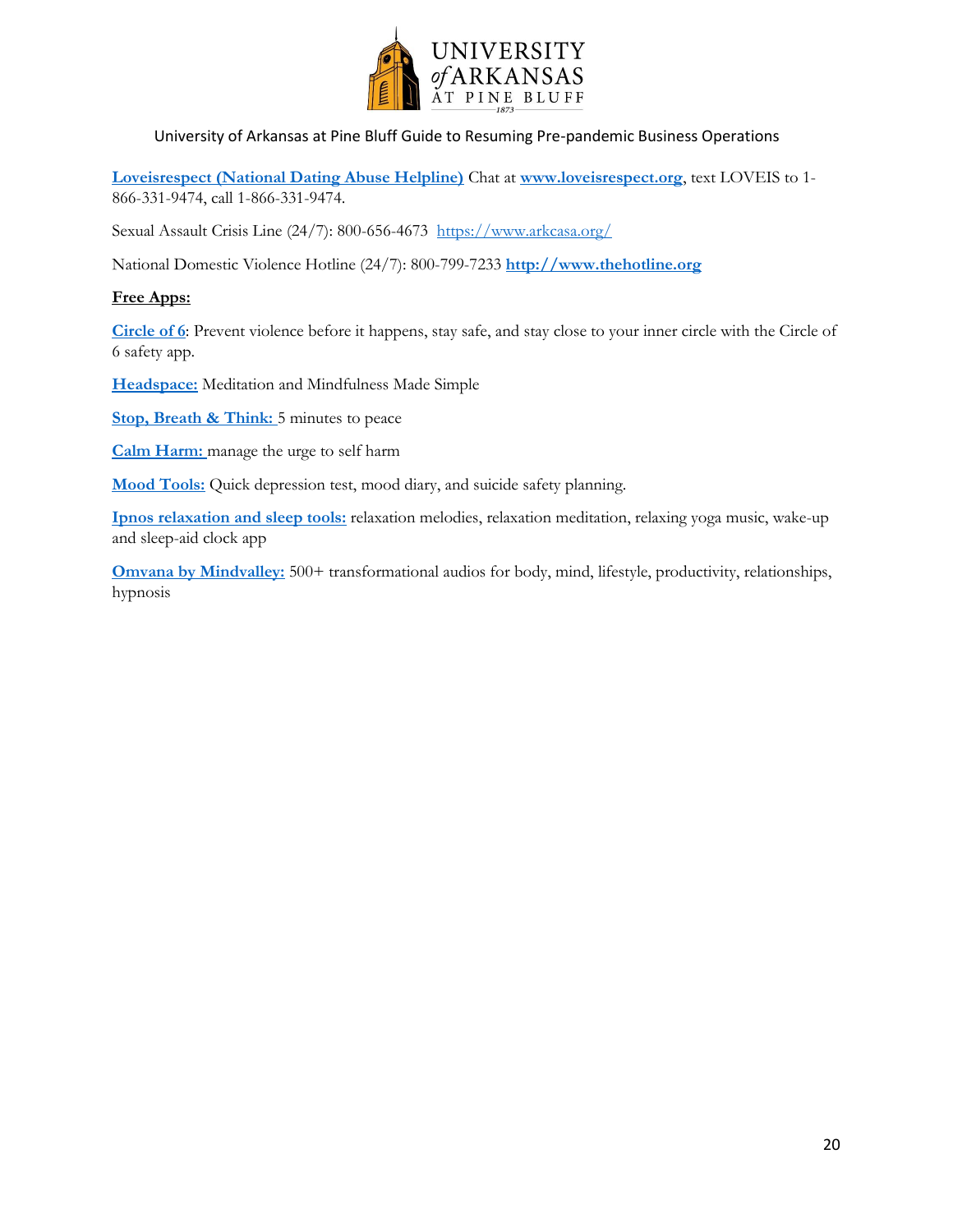**Loveisrespect (National Dating Abuse Helpline)** Chat at **www.loveisrespect.org**, text LOVEIS to 1-866-331-9474, call 1-866-331-9474.

Sexual Assault Crisis Line (24/7): 800-656-4673 https://www.arkcasa.org/

National Domestic Violence Hotline (24/7): 800-799-7233 **http://www.thehotline.org**

**Free Apps:**

**Circle of 6**: Prevent violence before it happens, stay safe, and stay close to your inner circle with the Circle of 6 safety app.

**Headspace:** Meditation and Mindfulness Made Simple

**Stop, Breath & Think:** 5 minutes to peace

**Calm Harm:** manage the urge to self harm

**Mood Tools:** Quick depression test, mood diary, and suicide safety planning.

**Ipnos relaxation and sleep tools:** relaxation melodies, relaxation meditation, relaxing yoga music, wake-up and sleep-aid clock app

**Omvana by Mindvalley:** 500+ transformational audios for body, mind, lifestyle, productivity, relationships, hypnosis